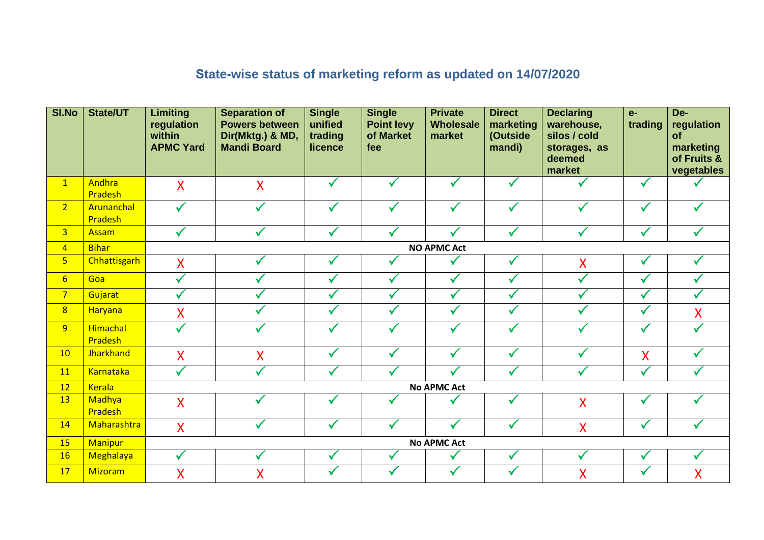## State-wise status of marketing reform as updated on 14/07/2020

| Sl.No | State/UT | Limiting regulation within APMC Yard | Separation of Powers between Dir(Mktg.) & MD, Mandi Board | Single unified trading licence | Single Point levy of Market fee | Private Wholesale market | Direct marketing (Outside mandi) | Declaring warehouse, silos / cold storages, as deemed market | e-trading | De-regulation of marketing of Fruits & vegetables |
|---|---|---|---|---|---|---|---|---|---|---|
| 1 | Andhra Pradesh | X | X | ✓ | ✓ | ✓ | ✓ | ✓ | ✓ | ✓ |
| 2 | Arunanchal Pradesh | ✓ | ✓ | ✓ | ✓ | ✓ | ✓ | ✓ | ✓ | ✓ |
| 3 | Assam | ✓ | ✓ | ✓ | ✓ | ✓ | ✓ | ✓ | ✓ | ✓ |
| 4 | Bihar | NO APMC Act | | | | | | | | |
| 5 | Chhattisgarh | X | ✓ | ✓ | ✓ | ✓ | ✓ | X | ✓ | ✓ |
| 6 | Goa | ✓ | ✓ | ✓ | ✓ | ✓ | ✓ | ✓ | ✓ | ✓ |
| 7 | Gujarat | ✓ | ✓ | ✓ | ✓ | ✓ | ✓ | ✓ | ✓ | ✓ |
| 8 | Haryana | X | ✓ | ✓ | ✓ | ✓ | ✓ | ✓ | ✓ | X |
| 9 | Himachal Pradesh | ✓ | ✓ | ✓ | ✓ | ✓ | ✓ | ✓ | ✓ | ✓ |
| 10 | Jharkhand | X | X | ✓ | ✓ | ✓ | ✓ | ✓ | X | ✓ |
| 11 | Karnataka | ✓ | ✓ | ✓ | ✓ | ✓ | ✓ | ✓ | ✓ | ✓ |
| 12 | Kerala | No APMC Act | | | | | | | | |
| 13 | Madhya Pradesh | X | ✓ | ✓ | ✓ | ✓ | ✓ | X | ✓ | ✓ |
| 14 | Maharashtra | X | ✓ | ✓ | ✓ | ✓ | ✓ | X | ✓ | ✓ |
| 15 | Manipur | No APMC Act | | | | | | | | |
| 16 | Meghalaya | ✓ | ✓ | ✓ | ✓ | ✓ | ✓ | ✓ | ✓ | ✓ |
| 17 | Mizoram | X | X | ✓ | ✓ | ✓ | ✓ | X | ✓ | X |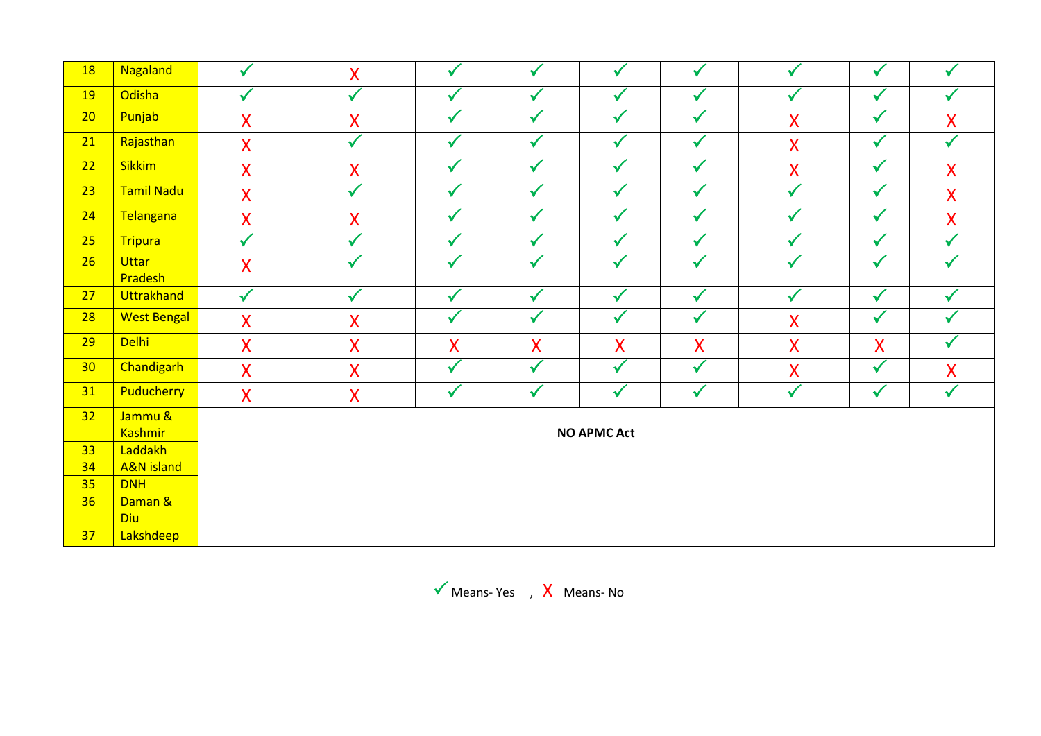| | | | | | | | | | | |
|---|---|---|---|---|---|---|---|---|---|---|
| 18 | Nagaland | ✓ | X | ✓ | ✓ | ✓ | ✓ | ✓ | ✓ | ✓ |
| 19 | Odisha | ✓ | ✓ | ✓ | ✓ | ✓ | ✓ | ✓ | ✓ | ✓ |
| 20 | Punjab | X | X | ✓ | ✓ | ✓ | ✓ | X | ✓ | X |
| 21 | Rajasthan | X | ✓ | ✓ | ✓ | ✓ | ✓ | X | ✓ | ✓ |
| 22 | Sikkim | X | X | ✓ | ✓ | ✓ | ✓ | X | ✓ | X |
| 23 | Tamil Nadu | X | ✓ | ✓ | ✓ | ✓ | ✓ | ✓ | ✓ | X |
| 24 | Telangana | X | X | ✓ | ✓ | ✓ | ✓ | ✓ | ✓ | X |
| 25 | Tripura | ✓ | ✓ | ✓ | ✓ | ✓ | ✓ | ✓ | ✓ | ✓ |
| 26 | Uttar Pradesh | X | ✓ | ✓ | ✓ | ✓ | ✓ | ✓ | ✓ | ✓ |
| 27 | Uttrakhand | ✓ | ✓ | ✓ | ✓ | ✓ | ✓ | ✓ | ✓ | ✓ |
| 28 | West Bengal | X | X | ✓ | ✓ | ✓ | ✓ | X | ✓ | ✓ |
| 29 | Delhi | X | X | X | X | X | X | X | X | ✓ |
| 30 | Chandigarh | X | X | ✓ | ✓ | ✓ | ✓ | X | ✓ | X |
| 31 | Puducherry | X | X | ✓ | ✓ | ✓ | ✓ | ✓ | ✓ | ✓ |
| 32 | Jammu & Kashmir | **NO APMC Act** | | | | | | | | |
| 33 | Laddakh | | | | | | | | | |
| 34 | A&N island | | | | | | | | | |
| 35 | DNH | | | | | | | | | |
| 36 | Daman & Diu | | | | | | | | | |
| 37 | Lakshdeep | | | | | | | | | |

✓ Means- Yes , X Means- No